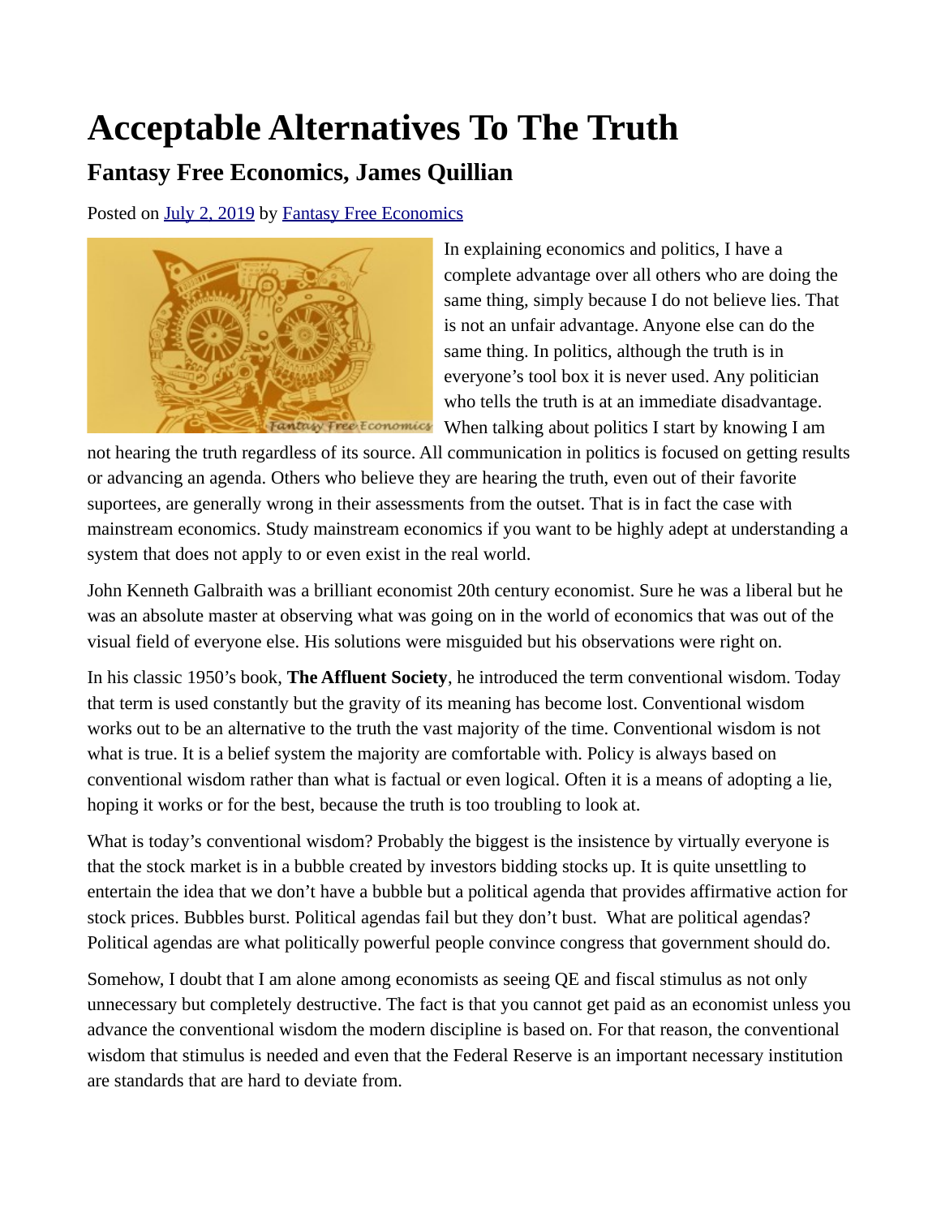# Acceptable Alternatives To The Truth

## Fantasy Free Economics, James Quillian

Posted on July 2, 2019 by Fantasy Free Economics

In explaining economics and politics, I have a complete advantage over all others who are doing the same thing, simply because I do not believe lies. That is not an unfair advantage. Anyone else can do the same thing. In politics, although the truth is in everyone's tool box it is never used. Any politician who tells the truth is at an immediate disadvantage. When talking about politics I start by knowing I am not hearing the truth regardless of its source. All communication in politics is focused on getting results or advancing an agenda. Others who believe they are hearing the truth, even out of their favorite suportees, are generally wrong in their assessments from the outset. That is in fact the case with mainstream economics. Study mainstream economics if you want to be highly adept at understanding a system that does not apply to or even exist in the real world.

John Kenneth Galbraith was a brilliant economist 20th century economist. Sure he was a liberal but he was an absolute master at observing what was going on in the world of economics that was out of the visual field of everyone else. His solutions were misguided but his observations were right on.

In his classic 1950's book, **The Affluent Society**, he introduced the term conventional wisdom. Today that term is used constantly but the gravity of its meaning has become lost. Conventional wisdom works out to be an alternative to the truth the vast majority of the time. Conventional wisdom is not what is true. It is a belief system the majority are comfortable with. Policy is always based on conventional wisdom rather than what is factual or even logical. Often it is a means of adopting a lie, hoping it works or for the best, because the truth is too troubling to look at.

What is today's conventional wisdom? Probably the biggest is the insistence by virtually everyone is that the stock market is in a bubble created by investors bidding stocks up. It is quite unsettling to entertain the idea that we don't have a bubble but a political agenda that provides affirmative action for stock prices. Bubbles burst. Political agendas fail but they don't bust. What are political agendas? Political agendas are what politically powerful people convince congress that government should do.

Somehow, I doubt that I am alone among economists as seeing QE and fiscal stimulus as not only unnecessary but completely destructive. The fact is that you cannot get paid as an economist unless you advance the conventional wisdom the modern discipline is based on. For that reason, the conventional wisdom that stimulus is needed and even that the Federal Reserve is an important necessary institution are standards that are hard to deviate from.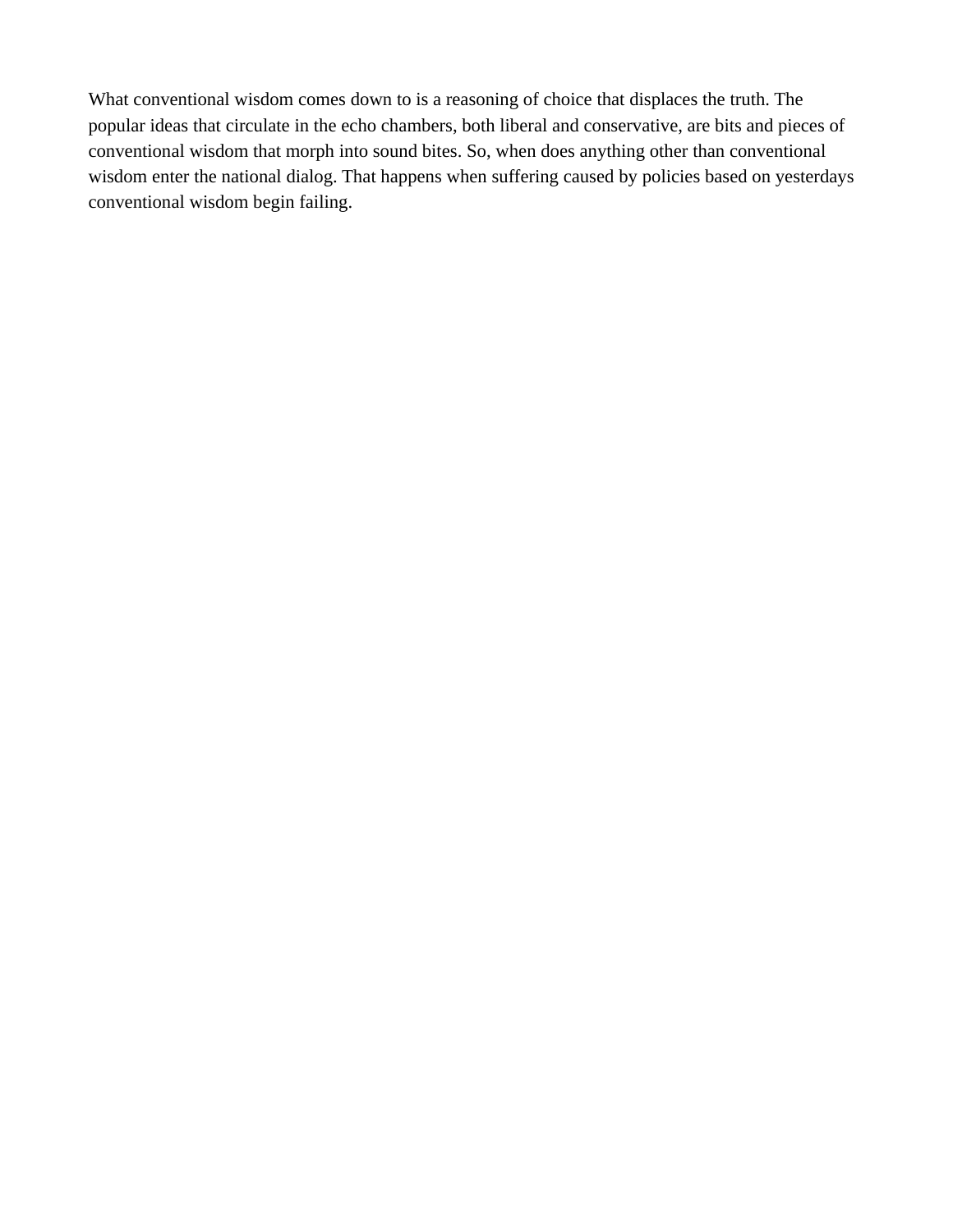What conventional wisdom comes down to is a reasoning of choice that displaces the truth. The popular ideas that circulate in the echo chambers, both liberal and conservative, are bits and pieces of conventional wisdom that morph into sound bites. So, when does anything other than conventional wisdom enter the national dialog. That happens when suffering caused by policies based on yesterdays conventional wisdom begin failing.